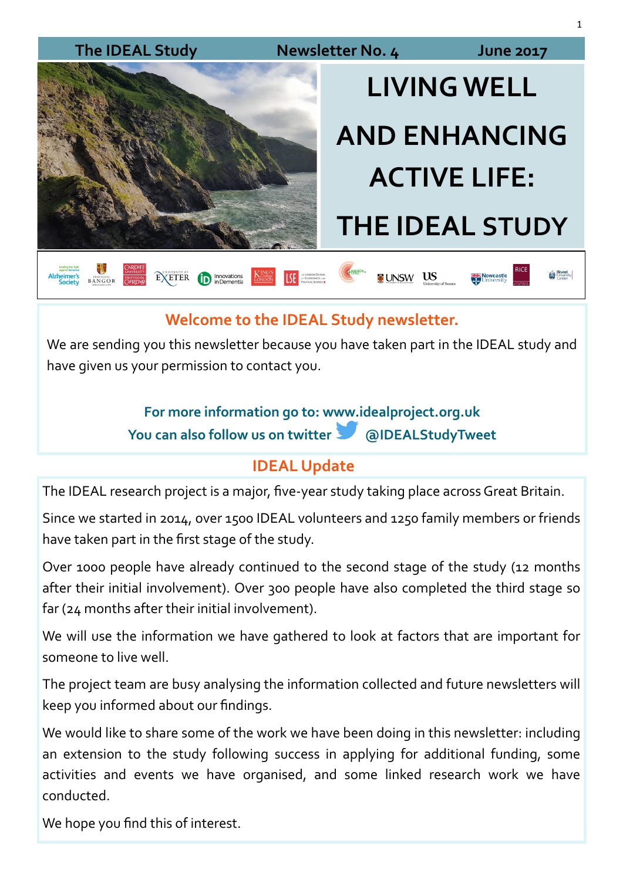The IDEAL Study Newsletter No. 4 June 2017

# LIVING WELL AND ENHANCING ACTIVE LIFE: THE IDEAL STUDY

## Welcome to the IDEAL Study newsletter.

We are sending you this newsletter because you have taken part in the IDEAL study and have given us your permission to contact you.

**For more information go to: www.idealproject.org.uk**

**You can also follow us on twitter @IDEALStudyTweet**

## IDEAL Update

The IDEAL research project is a major, five-year study taking place across Great Britain.

Since we started in 2014, over 1500 IDEAL volunteers and 1250 family members or friends have taken part in the first stage of the study.

Over 1000 people have already continued to the second stage of the study (12 months after their initial involvement). Over 300 people have also completed the third stage so far (24 months after their initial involvement).

We will use the information we have gathered to look at factors that are important for someone to live well.

The project team are busy analysing the information collected and future newsletters will keep you informed about our findings.

We would like to share some of the work we have been doing in this newsletter: including an extension to the study following success in applying for additional funding, some activities and events we have organised, and some linked research work we have conducted.

We hope you find this of interest.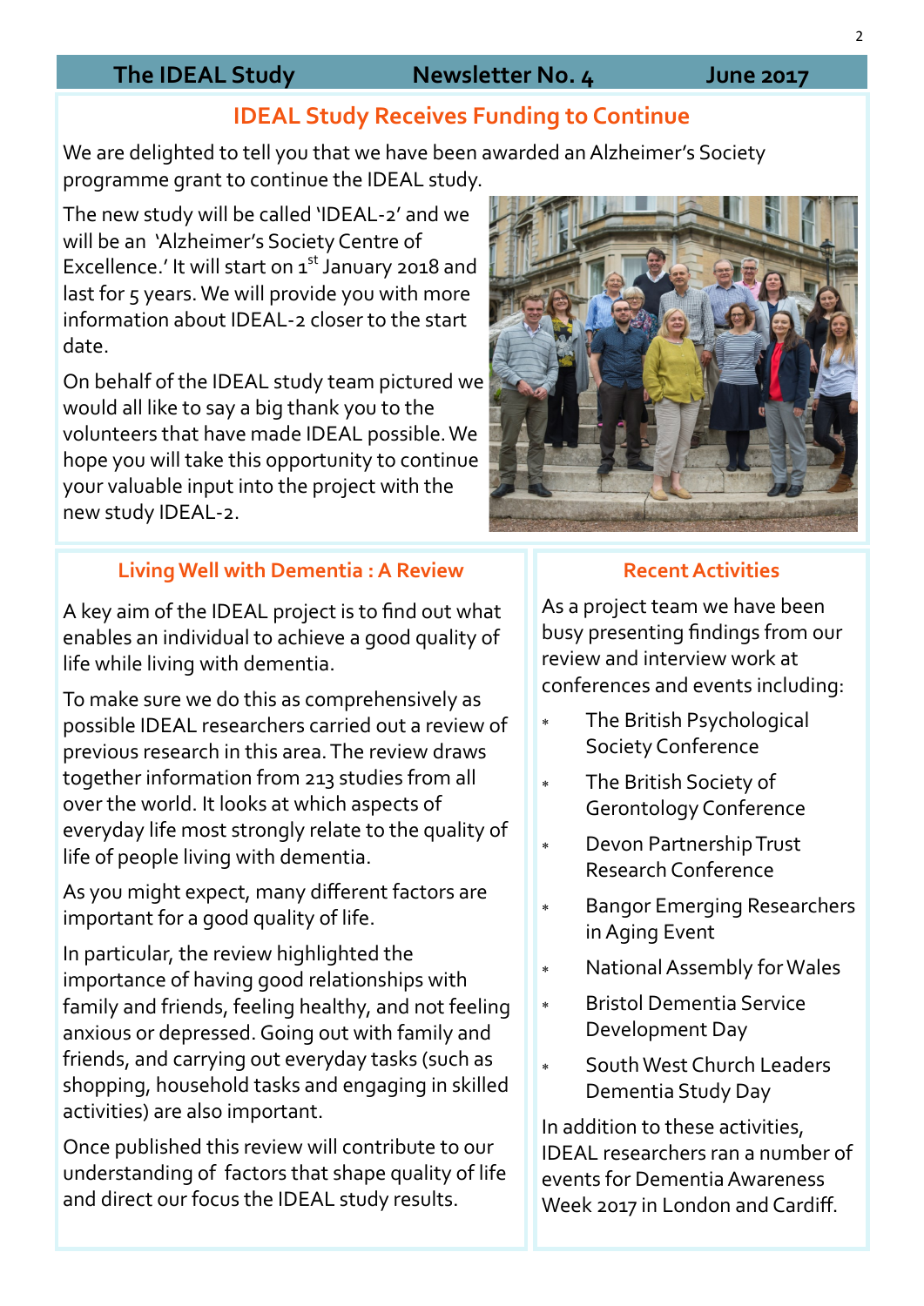## IDEAL Study Receives Funding to Continue

We are delighted to tell you that we have been awarded an Alzheimer's Society programme grant to continue the IDEAL study.

The new study will be called 'IDEAL-2' and we will be an 'Alzheimer's Society Centre of Excellence.' It will start on 1st January 2018 and last for 5 years. We will provide you with more information about IDEAL-2 closer to the start date.

On behalf of the IDEAL study team pictured we would all like to say a big thank you to the volunteers that have made IDEAL possible. We hope you will take this opportunity to continue your valuable input into the project with the new study IDEAL-2.

## Living Well with Dementia : A Review

A key aim of the IDEAL project is to find out what enables an individual to achieve a good quality of life while living with dementia.

To make sure we do this as comprehensively as possible IDEAL researchers carried out a review of previous research in this area. The review draws together information from 213 studies from all over the world. It looks at which aspects of everyday life most strongly relate to the quality of life of people living with dementia.

As you might expect, many different factors are important for a good quality of life.

In particular, the review highlighted the importance of having good relationships with family and friends, feeling healthy, and not feeling anxious or depressed. Going out with family and friends, and carrying out everyday tasks (such as shopping, household tasks and engaging in skilled activities) are also important.

Once published this review will contribute to our understanding of factors that shape quality of life and direct our focus the IDEAL study results.

## Recent Activities

As a project team we have been busy presenting findings from our review and interview work at conferences and events including:

- The British Psychological Society Conference
- The British Society of Gerontology Conference
- Devon Partnership Trust Research Conference
- Bangor Emerging Researchers in Aging Event
- National Assembly for Wales
- Bristol Dementia Service Development Day
- South West Church Leaders Dementia Study Day

In addition to these activities, IDEAL researchers ran a number of events for Dementia Awareness Week 2017 in London and Cardiff.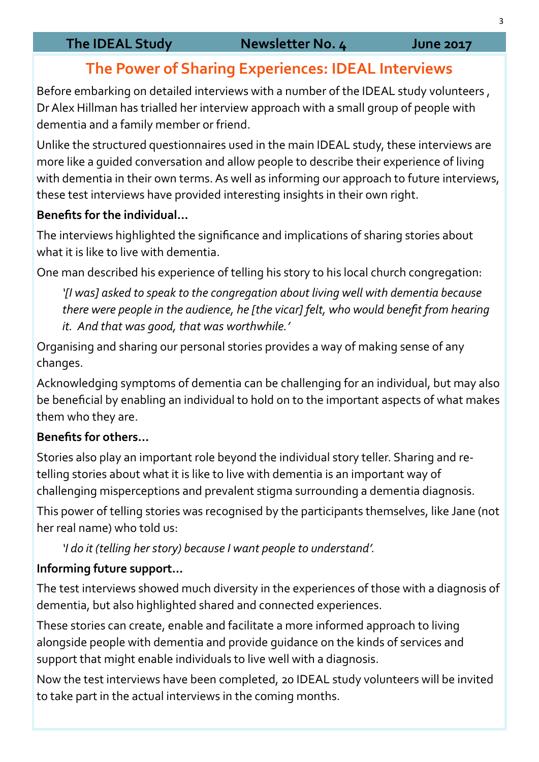# The Power of Sharing Experiences: IDEAL Interviews

Before embarking on detailed interviews with a number of the IDEAL study volunteers , Dr Alex Hillman has trialled her interview approach with a small group of people with dementia and a family member or friend.

Unlike the structured questionnaires used in the main IDEAL study, these interviews are more like a guided conversation and allow people to describe their experience of living with dementia in their own terms. As well as informing our approach to future interviews, these test interviews have provided interesting insights in their own right.

**Benefits for the individual…**

The interviews highlighted the significance and implications of sharing stories about what it is like to live with dementia.

One man described his experience of telling his story to his local church congregation:

> *'[I was] asked to speak to the congregation about living well with dementia because there were people in the audience, he [the vicar] felt, who would benefit from hearing it. And that was good, that was worthwhile.'*

Organising and sharing our personal stories provides a way of making sense of any changes.

Acknowledging symptoms of dementia can be challenging for an individual, but may also be beneficial by enabling an individual to hold on to the important aspects of what makes them who they are.

**Benefits for others…**

Stories also play an important role beyond the individual story teller. Sharing and re-telling stories about what it is like to live with dementia is an important way of challenging misperceptions and prevalent stigma surrounding a dementia diagnosis.

This power of telling stories was recognised by the participants themselves, like Jane (not her real name) who told us:

> *'I do it (telling her story) because I want people to understand'.*

**Informing future support…**

The test interviews showed much diversity in the experiences of those with a diagnosis of dementia, but also highlighted shared and connected experiences.

These stories can create, enable and facilitate a more informed approach to living alongside people with dementia and provide guidance on the kinds of services and support that might enable individuals to live well with a diagnosis.

Now the test interviews have been completed, 20 IDEAL study volunteers will be invited to take part in the actual interviews in the coming months.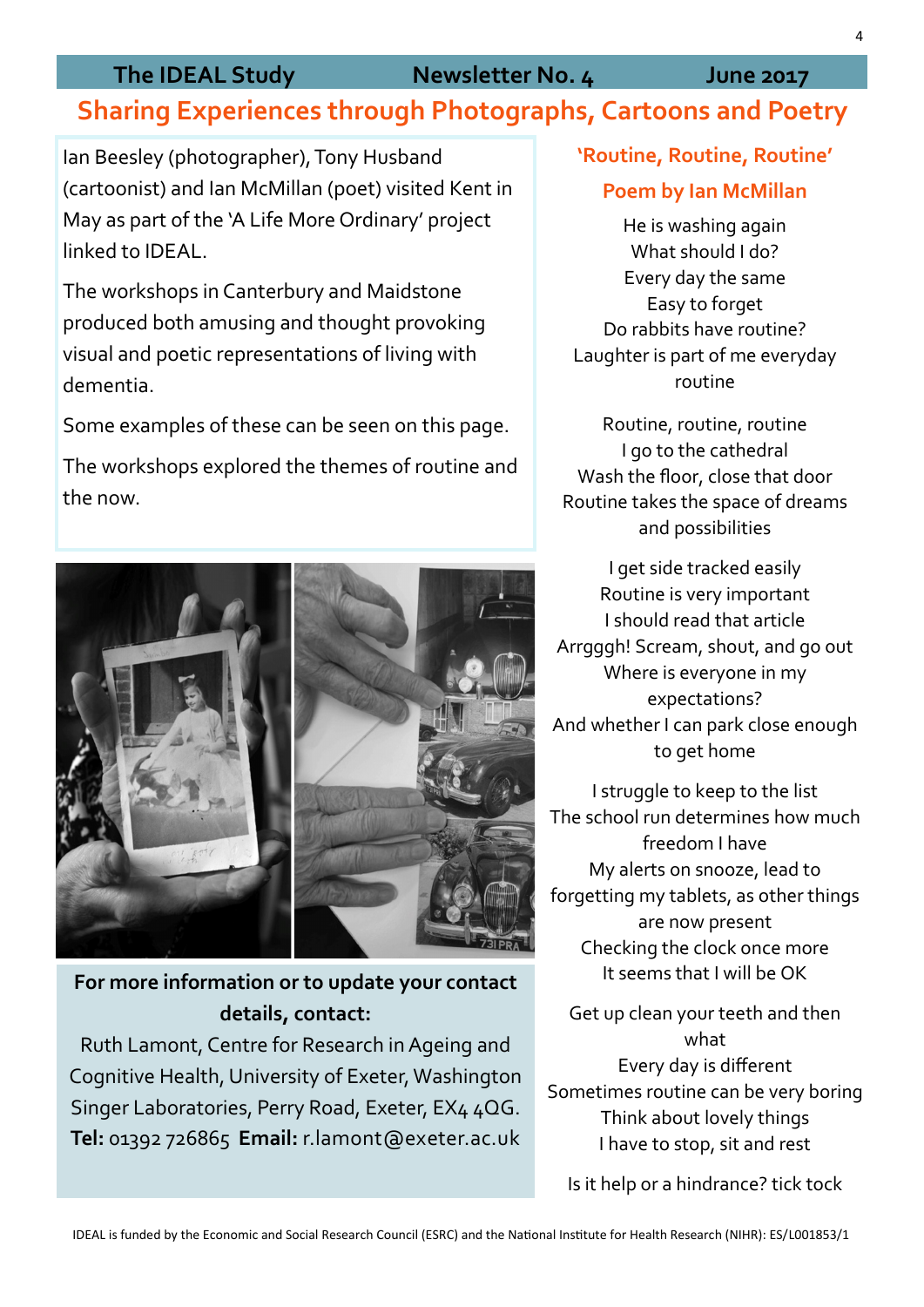The IDEAL Study | Newsletter No. 4 | June 2017

# Sharing Experiences through Photographs, Cartoons and Poetry

Ian Beesley (photographer), Tony Husband (cartoonist) and Ian McMillan (poet) visited Kent in May as part of the 'A Life More Ordinary' project linked to IDEAL.

The workshops in Canterbury and Maidstone produced both amusing and thought provoking visual and poetic representations of living with dementia.

Some examples of these can be seen on this page.

The workshops explored the themes of routine and the now.

**For more information or to update your contact details, contact:**

Ruth Lamont, Centre for Research in Ageing and Cognitive Health, University of Exeter, Washington Singer Laboratories, Perry Road, Exeter, EX4 4QG.
**Tel:** 01392 726865 **Email:** r.lamont@exeter.ac.uk

## 'Routine, Routine, Routine'

## Poem by Ian McMillan

He is washing again
What should I do?
Every day the same
Easy to forget
Do rabbits have routine?
Laughter is part of me everyday routine

Routine, routine, routine
I go to the cathedral
Wash the floor, close that door
Routine takes the space of dreams and possibilities

I get side tracked easily
Routine is very important
I should read that article
Arrgggh! Scream, shout, and go out
Where is everyone in my expectations?
And whether I can park close enough to get home

I struggle to keep to the list
The school run determines how much freedom I have
My alerts on snooze, lead to forgetting my tablets, as other things are now present
Checking the clock once more
It seems that I will be OK

Get up clean your teeth and then what
Every day is different
Sometimes routine can be very boring
Think about lovely things
I have to stop, sit and rest

Is it help or a hindrance? tick tock

IDEAL is funded by the Economic and Social Research Council (ESRC) and the National Institute for Health Research (NIHR): ES/L001853/1